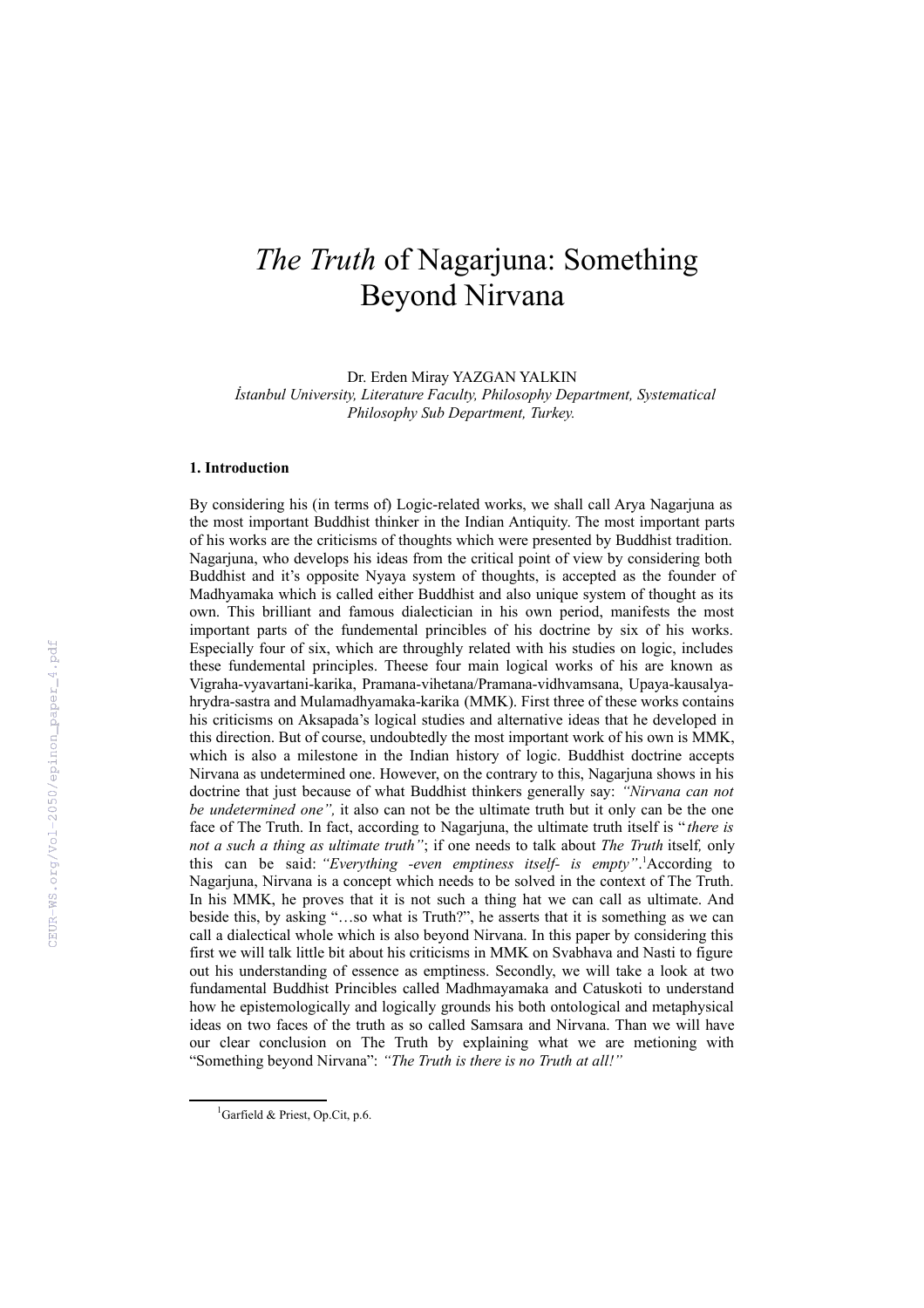# *The Truth* of Nagarjuna: Something Beyond Nirvana

Dr. Erden Miray YAZGAN YALKIN

*İstanbul University, Literature Faculty, Philosophy Department, Systematical Philosophy Sub Department, Turkey.*

### 1. Introduction

By considering his (in terms of) Logic-related works, we shall call Arya Nagarjuna as the most important Buddhist thinker in the Indian Antiquity. The most important parts of his works are the criticisms of thoughts which were presented by Buddhist tradition. Nagarjuna, who develops his ideas from the critical point of view by considering both Buddhist and it's opposite Nyaya system of thoughts, is accepted as the founder of Madhyamaka which is called either Buddhist and also unique system of thought as its own. This brilliant and famous dialectician in his own period, manifests the most important parts of the fundemental princibles of his doctrine by six of his works. Especially four of six, which are throughly related with his studies on logic, includes these fundemental principles. Theese four main logical works of his are known as Vigraha-vyavartani-karika, Pramana-vihetana/Pramana-vidhvamsana, Upaya-kausalya-hrydra-sastra and Mulamadhyamaka-karika (MMK). First three of these works contains his criticisms on Aksapada's logical studies and alternative ideas that he developed in this direction. But of course, undoubtedly the most important work of his own is MMK, which is also a milestone in the Indian history of logic. Buddhist doctrine accepts Nirvana as undetermined one. However, on the contrary to this, Nagarjuna shows in his doctrine that just because of what Buddhist thinkers generally say: *"Nirvana can not be undetermined one",* it also can not be the ultimate truth but it only can be the one face of The Truth. In fact, according to Nagarjuna, the ultimate truth itself is "*there is not a such a thing as ultimate truth"*; if one needs to talk about *The Truth* itself*,* only this can be said: *"Everything -even emptiness itself- is empty"*.[1]According to Nagarjuna, Nirvana is a concept which needs to be solved in the context of The Truth. In his MMK, he proves that it is not such a thing hat we can call as ultimate. And beside this, by asking "…so what is Truth?", he asserts that it is something as we can call a dialectical whole which is also beyond Nirvana. In this paper by considering this first we will talk little bit about his criticisms in MMK on Svabhava and Nasti to figure out his understanding of essence as emptiness. Secondly, we will take a look at two fundamental Buddhist Princibles called Madhmayamaka and Catuskoti to understand how he epistemologically and logically grounds his both ontological and metaphysical ideas on two faces of the truth as so called Samsara and Nirvana. Than we will have our clear conclusion on The Truth by explaining what we are metioning with "Something beyond Nirvana": *"The Truth is there is no Truth at all!"*

[1] Garfield & Priest, Op.Cit, p.6.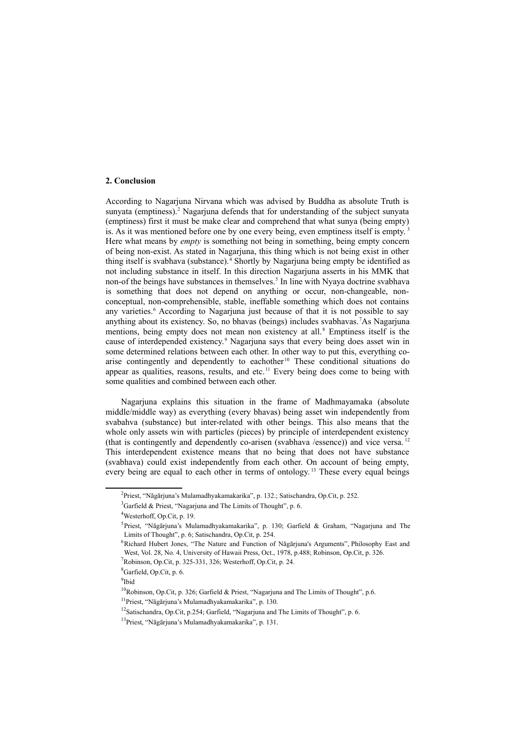**2. Conclusion**

According to Nagarjuna Nirvana which was advised by Buddha as absolute Truth is sunyata (emptiness).[2] Nagarjuna defends that for understanding of the subject sunyata (emptiness) first it must be make clear and comprehend that what sunya (being empty) is. As it was mentioned before one by one every being, even emptiness itself is empty. [3] Here what means by *empty* is something not being in something, being empty concern of being non-exist. As stated in Nagarjuna, this thing which is not being exist in other thing itself is svabhava (substance).[4] Shortly by Nagarjuna being empty be identified as not including substance in itself. In this direction Nagarjuna asserts in his MMK that non-of the beings have substances in themselves.[5] In line with Nyaya doctrine svabhava is something that does not depend on anything or occur, non-changeable, non-conceptual, non-comprehensible, stable, ineffable something which does not contains any varieties.[6] According to Nagarjuna just because of that it is not possible to say anything about its existency. So, no bhavas (beings) includes svabhavas.[7]As Nagarjuna mentions, being empty does not mean non existency at all.[8] Emptiness itself is the cause of interdepended existency.[9] Nagarjuna says that every being does asset win in some determined relations between each other. In other way to put this, everything co-arise contingently and dependently to eachother[10] These conditional situations do appear as qualities, reasons, results, and etc.[11] Every being does come to being with some qualities and combined between each other.

Nagarjuna explains this situation in the frame of Madhmayamaka (absolute middle/middle way) as everything (every bhavas) being asset win independently from svabahva (substance) but inter-related with other beings. This also means that the whole only assets win with particles (pieces) by principle of interdependent existency (that is contingently and dependently co-arisen (svabhava /essence)) and vice versa. [12] This interdependent existence means that no being that does not have substance (svabhava) could exist independently from each other. On account of being empty, every being are equal to each other in terms of ontology.[13] These every equal beings

---

[2]Priest, "Nāgārjuna's Mulamadhyakamakarika", p. 132.; Satischandra, Op.Cit, p. 252.

[3]Garfield & Priest, "Nagarjuna and The Limits of Thought", p. 6.

[4]Westerhoff, Op.Cit, p. 19.

[5]Priest, "Nāgārjuna's Mulamadhyakamakarika", p. 130; Garfield & Graham, "Nagarjuna and The Limits of Thought", p. 6; Satischandra, Op.Cit, p. 254.

[6]Richard Hubert Jones, "The Nature and Function of Nāgārjuna's Arguments", Philosophy East and West, Vol. 28, No. 4, University of Hawaii Press, Oct., 1978, p.488; Robinson, Op.Cit, p. 326.

[7]Robinson, Op.Cit, p. 325-331, 326; Westerhoff, Op.Cit, p. 24.

[8]Garfield, Op.Cit, p. 6.

[9]Ibid

[10]Robinson, Op.Cit, p. 326; Garfield & Priest, "Nagarjuna and The Limits of Thought", p.6.

[11]Priest, "Nāgārjuna's Mulamadhyakamakarika", p. 130.

[12]Satischandra, Op.Cit, p.254; Garfield, "Nagarjuna and The Limits of Thought", p. 6.

[13]Priest, "Nāgārjuna's Mulamadhyakamakarika", p. 131.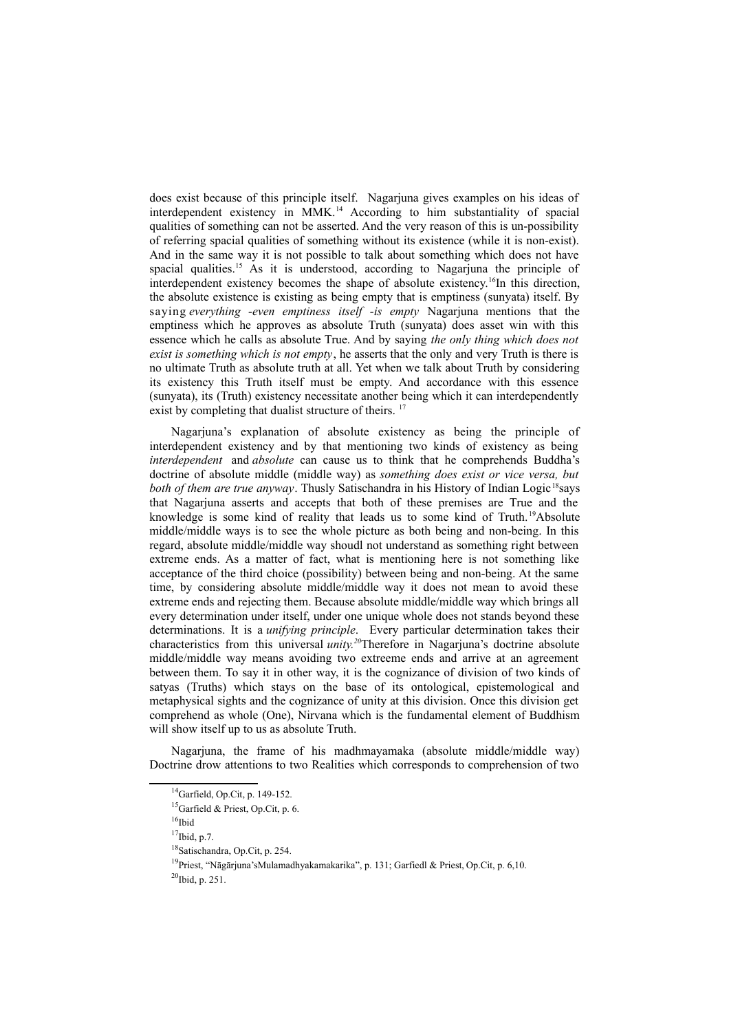does exist because of this principle itself. Nagarjuna gives examples on his ideas of interdependent existency in MMK.[14] According to him substantiality of spacial qualities of something can not be asserted. And the very reason of this is un-possibility of referring spacial qualities of something without its existence (while it is non-exist). And in the same way it is not possible to talk about something which does not have spacial qualities.[15] As it is understood, according to Nagarjuna the principle of interdependent existency becomes the shape of absolute existency.[16]In this direction, the absolute existence is existing as being empty that is emptiness (sunyata) itself. By saying *everything -even emptiness itself -is empty* Nagarjuna mentions that the emptiness which he approves as absolute Truth (sunyata) does asset win with this essence which he calls as absolute True. And by saying *the only thing which does not exist is something which is not empty*, he asserts that the only and very Truth is there is no ultimate Truth as absolute truth at all. Yet when we talk about Truth by considering its existency this Truth itself must be empty. And accordance with this essence (sunyata), its (Truth) existency necessitate another being which it can interdependently exist by completing that dualist structure of theirs. [17]

Nagarjuna's explanation of absolute existency as being the principle of interdependent existency and by that mentioning two kinds of existency as being *interdependent* and *absolute* can cause us to think that he comprehends Buddha's doctrine of absolute middle (middle way) as *something does exist or vice versa, but both of them are true anyway*. Thusly Satischandra in his History of Indian Logic[18]says that Nagarjuna asserts and accepts that both of these premises are True and the knowledge is some kind of reality that leads us to some kind of Truth.[19]Absolute middle/middle ways is to see the whole picture as both being and non-being. In this regard, absolute middle/middle way shoudl not understand as something right between extreme ends. As a matter of fact, what is mentioning here is not something like acceptance of the third choice (possibility) between being and non-being. At the same time, by considering absolute middle/middle way it does not mean to avoid these extreme ends and rejecting them. Because absolute middle/middle way which brings all every determination under itself, under one unique whole does not stands beyond these determinations. It is a *unifying principle*. Every particular determination takes their characteristics from this universal *unity.*[20]Therefore in Nagarjuna's doctrine absolute middle/middle way means avoiding two extreeme ends and arrive at an agreement between them. To say it in other way, it is the cognizance of division of two kinds of satyas (Truths) which stays on the base of its ontological, epistemological and metaphysical sights and the cognizance of unity at this division. Once this division get comprehend as whole (One), Nirvana which is the fundamental element of Buddhism will show itself up to us as absolute Truth.

Nagarjuna, the frame of his madhmayamaka (absolute middle/middle way) Doctrine drow attentions to two Realities which corresponds to comprehension of two

---

[14]Garfield, Op.Cit, p. 149-152.

[15]Garfield & Priest, Op.Cit, p. 6.

[16]Ibid

[17]Ibid, p.7.

[18]Satischandra, Op.Cit, p. 254.

[19]Priest, "Nāgārjuna'sMulamadhyakamakarika", p. 131; Garfiedl & Priest, Op.Cit, p. 6,10.

[20]Ibid, p. 251.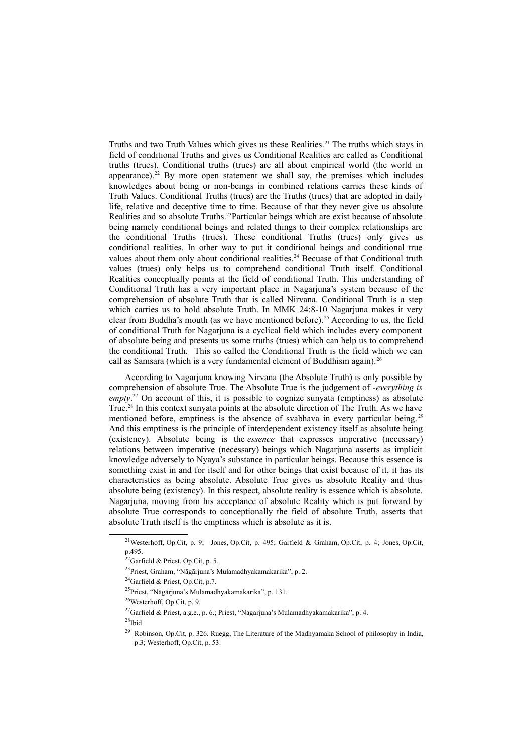Truths and two Truth Values which gives us these Realities.[21] The truths which stays in field of conditional Truths and gives us Conditional Realities are called as Conditional truths (trues). Conditional truths (trues) are all about empirical world (the world in appearance).[22] By more open statement we shall say, the premises which includes knowledges about being or non-beings in combined relations carries these kinds of Truth Values. Conditional Truths (trues) are the Truths (trues) that are adopted in daily life, relative and deceptive time to time. Because of that they never give us absolute Realities and so absolute Truths.[23]Particular beings which are exist because of absolute being namely conditional beings and related things to their complex relationships are the conditional Truths (trues). These conditional Truths (trues) only gives us conditional realities. In other way to put it conditional beings and conditional true values about them only about conditional realities.[24] Becuase of that Conditional truth values (trues) only helps us to comprehend conditional Truth itself. Conditional Realities conceptually points at the field of conditional Truth. This understanding of Conditional Truth has a very important place in Nagarjuna's system because of the comprehension of absolute Truth that is called Nirvana. Conditional Truth is a step which carries us to hold absolute Truth. In MMK 24:8-10 Nagarjuna makes it very clear from Buddha's mouth (as we have mentioned before).[25] According to us, the field of conditional Truth for Nagarjuna is a cyclical field which includes every component of absolute being and presents us some truths (trues) which can help us to comprehend the conditional Truth. This so called the Conditional Truth is the field which we can call as Samsara (which is a very fundamental element of Buddhism again).[26]

According to Nagarjuna knowing Nirvana (the Absolute Truth) is only possible by comprehension of absolute True. The Absolute True is the judgement of -*everything is empty*.[27] On account of this, it is possible to cognize sunyata (emptiness) as absolute True.[28] In this context sunyata points at the absolute direction of The Truth. As we have mentioned before, emptiness is the absence of svabhava in every particular being.[29] And this emptiness is the principle of interdependent existency itself as absolute being (existency). Absolute being is the *essence* that expresses imperative (necessary) relations between imperative (necessary) beings which Nagarjuna asserts as implicit knowledge adversely to Nyaya's substance in particular beings. Because this essence is something exist in and for itself and for other beings that exist because of it, it has its characteristics as being absolute. Absolute True gives us absolute Reality and thus absolute being (existency). In this respect, absolute reality is essence which is absolute. Nagarjuna, moving from his acceptance of absolute Reality which is put forward by absolute True corresponds to conceptionally the field of absolute Truth, asserts that absolute Truth itself is the emptiness which is absolute as it is.

---

[21]Westerhoff, Op.Cit, p. 9; Jones, Op.Cit, p. 495; Garfield & Graham, Op.Cit, p. 4; Jones, Op.Cit, p.495.

[22]Garfield & Priest, Op.Cit, p. 5.

[23]Priest, Graham, "Nāgārjuna's Mulamadhyakamakarika", p. 2.

[24]Garfield & Priest, Op.Cit, p.7.

[25]Priest, "Nāgārjuna's Mulamadhyakamakarika", p. 131.

[26]Westerhoff, Op.Cit, p. 9.

[27]Garfield & Priest, a.g.e., p. 6.; Priest, "Nagarjuna's Mulamadhyakamakarika", p. 4.

[28]Ibid

[29] Robinson, Op.Cit, p. 326. Ruegg, The Literature of the Madhyamaka School of philosophy in India, p.3; Westerhoff, Op.Cit, p. 53.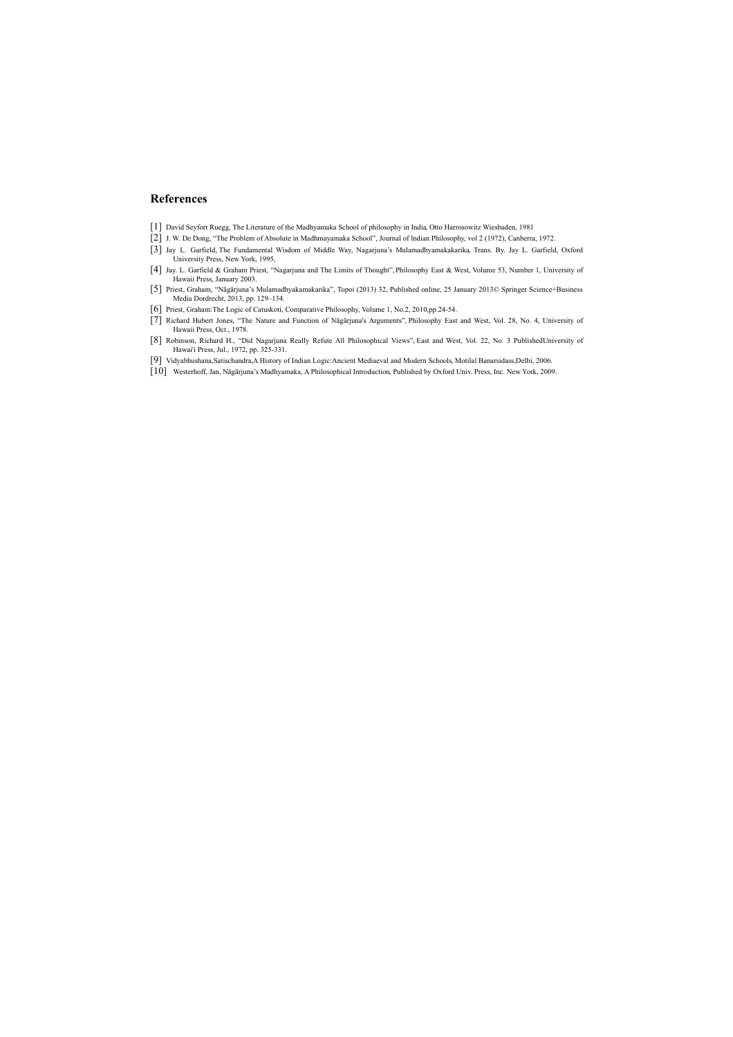## References

[1] David Seyfort Ruegg, The Literature of the Madhyamaka School of philosophy in India, Otto Harrosowitz Wiesbaden, 1981

[2] J. W. De Dong, "The Problem of Absolute in Madhmayamaka School", Journal of Indian Philosophy, vol 2 (1972), Canberra, 1972.

[3] Jay L. Garfield, The Fundamental Wisdom of Middle Way, Nagarjuna's Mulamadhyamakakarika, Trans. By. Jay L. Garfield, Oxford University Press, New York, 1995,

[4] Jay. L. Garfield & Graham Priest, "Nagarjuna and The Limits of Thought", Philosophy East & West, Volume 53, Number 1, University of Hawaii Press, January 2003.

[5] Priest, Graham, "Nāgārjuna's Mulamadhyakamakarika", Topoi (2013) 32, Published online, 25 January 2013© Springer Science+Business Media Dordrecht, 2013, pp. 129–134.

[6] Priest, Graham:The Logic of Catuskoti, Comparative Philosophy, Volume 1, No.2, 2010,pp.24-54.

[7] Richard Hubert Jones, "The Nature and Function of Nāgārjuna's Arguments", Philosophy East and West, Vol. 28, No. 4, University of Hawaii Press, Oct., 1978.

[8] Robinson, Richard H., "Did Nagarjuna Really Refute All Philosophical Views", East and West, Vol. 22, No. 3 PublishedUniversity of Hawai'i Press, Jul., 1972, pp. 325-331.

[9] Vidyabhushana,Satischandra,A History of Indian Logic:Ancient Mediaeval and Modern Schools, Motilal Banarsidass,Delhi, 2006.

[10] Westerhoff, Jan, Nāgārjuna's Madhyamaka, A Philosophical Introduction, Published by Oxford Univ. Press, Inc. New York, 2009.